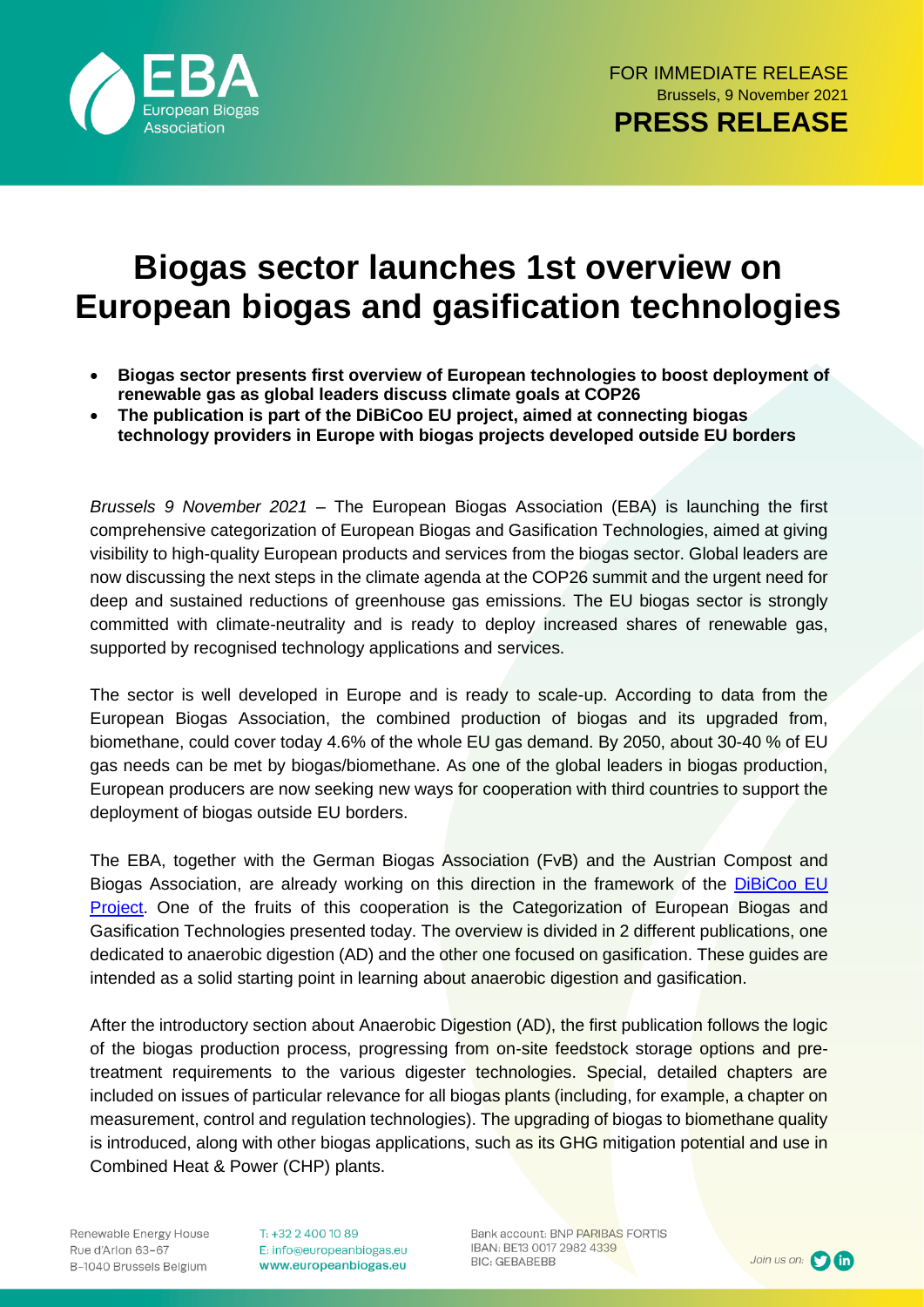FOR IMMEDIATE RELEASE
Brussels, 9 November 2021
**PRESS RELEASE**

# Biogas sector launches 1st overview on European biogas and gasification technologies

- **Biogas sector presents first overview of European technologies to boost deployment of renewable gas as global leaders discuss climate goals at COP26**
- **The publication is part of the DiBiCoo EU project, aimed at connecting biogas technology providers in Europe with biogas projects developed outside EU borders**

*Brussels 9 November 2021* – The European Biogas Association (EBA) is launching the first comprehensive categorization of European Biogas and Gasification Technologies, aimed at giving visibility to high-quality European products and services from the biogas sector. Global leaders are now discussing the next steps in the climate agenda at the COP26 summit and the urgent need for deep and sustained reductions of greenhouse gas emissions. The EU biogas sector is strongly committed with climate-neutrality and is ready to deploy increased shares of renewable gas, supported by recognised technology applications and services.

The sector is well developed in Europe and is ready to scale-up. According to data from the European Biogas Association, the combined production of biogas and its upgraded from, biomethane, could cover today 4.6% of the whole EU gas demand. By 2050, about 30-40 % of EU gas needs can be met by biogas/biomethane. As one of the global leaders in biogas production, European producers are now seeking new ways for cooperation with third countries to support the deployment of biogas outside EU borders.

The EBA, together with the German Biogas Association (FvB) and the Austrian Compost and Biogas Association, are already working on this direction in the framework of the DiBiCoo EU Project. One of the fruits of this cooperation is the Categorization of European Biogas and Gasification Technologies presented today. The overview is divided in 2 different publications, one dedicated to anaerobic digestion (AD) and the other one focused on gasification. These guides are intended as a solid starting point in learning about anaerobic digestion and gasification.

After the introductory section about Anaerobic Digestion (AD), the first publication follows the logic of the biogas production process, progressing from on-site feedstock storage options and pre-treatment requirements to the various digester technologies. Special, detailed chapters are included on issues of particular relevance for all biogas plants (including, for example, a chapter on measurement, control and regulation technologies). The upgrading of biogas to biomethane quality is introduced, along with other biogas applications, such as its GHG mitigation potential and use in Combined Heat & Power (CHP) plants.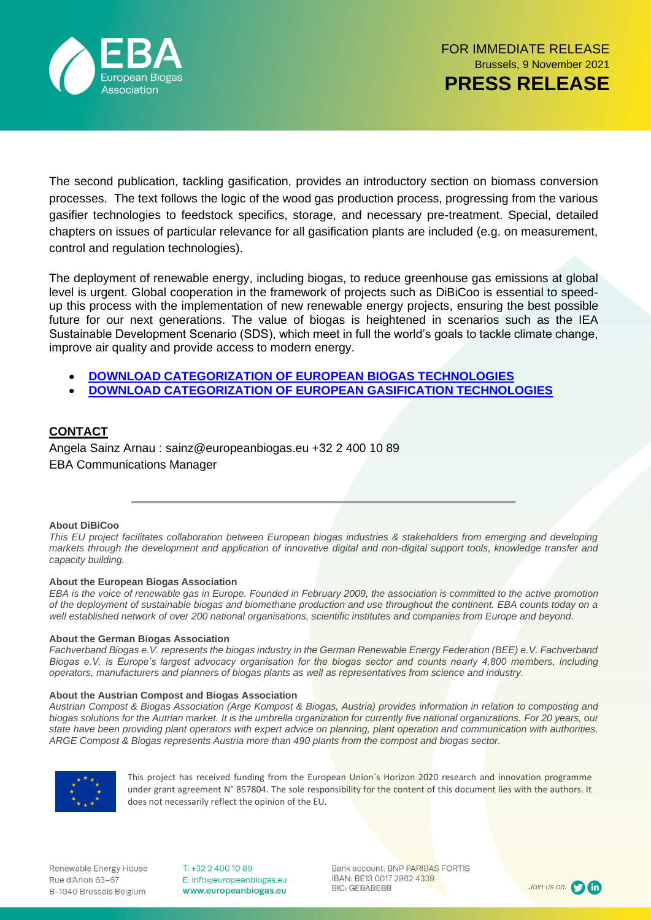FOR IMMEDIATE RELEASE
Brussels, 9 November 2021
**PRESS RELEASE**

The second publication, tackling gasification, provides an introductory section on biomass conversion processes. The text follows the logic of the wood gas production process, progressing from the various gasifier technologies to feedstock specifics, storage, and necessary pre-treatment. Special, detailed chapters on issues of particular relevance for all gasification plants are included (e.g. on measurement, control and regulation technologies).

The deployment of renewable energy, including biogas, to reduce greenhouse gas emissions at global level is urgent. Global cooperation in the framework of projects such as DiBiCoo is essential to speed-up this process with the implementation of new renewable energy projects, ensuring the best possible future for our next generations. The value of biogas is heightened in scenarios such as the IEA Sustainable Development Scenario (SDS), which meet in full the world's goals to tackle climate change, improve air quality and provide access to modern energy.

- **DOWNLOAD CATEGORIZATION OF EUROPEAN BIOGAS TECHNOLOGIES**
- **DOWNLOAD CATEGORIZATION OF EUROPEAN GASIFICATION TECHNOLOGIES**

**CONTACT**

Angela Sainz Arnau : sainz@europeanbiogas.eu +32 2 400 10 89
EBA Communications Manager

---

**About DiBiCoo**

*This EU project facilitates collaboration between European biogas industries & stakeholders from emerging and developing markets through the development and application of innovative digital and non-digital support tools, knowledge transfer and capacity building.*

**About the European Biogas Association**

*EBA is the voice of renewable gas in Europe. Founded in February 2009, the association is committed to the active promotion of the deployment of sustainable biogas and biomethane production and use throughout the continent. EBA counts today on a well established network of over 200 national organisations, scientific institutes and companies from Europe and beyond.*

**About the German Biogas Association**

*Fachverband Biogas e.V. represents the biogas industry in the German Renewable Energy Federation (BEE) e.V. Fachverband Biogas e.V. is Europe's largest advocacy organisation for the biogas sector and counts nearly 4,800 members, including operators, manufacturers and planners of biogas plants as well as representatives from science and industry.*

**About the Austrian Compost and Biogas Association**

*Austrian Compost & Biogas Association (Arge Kompost & Biogas, Austria) provides information in relation to composting and biogas solutions for the Autrian market. It is the umbrella organization for currently five national organizations. For 20 years, our state have been providing plant operators with expert advice on planning, plant operation and communication with authorities. ARGE Compost & Biogas represents Austria more than 490 plants from the compost and biogas sector.*

This project has received funding from the European Union´s Horizon 2020 research and innovation programme under grant agreement N° 857804. The sole responsibility for the content of this document lies with the authors. It does not necessarily reflect the opinion of the EU.

Renewable Energy House
Rue d'Arlon 63–67
B-1040 Brussels Belgium

T: +32 2 400 10 89
E: info@europeanbiogas.eu
www.europeanbiogas.eu

Bank account: BNP PARIBAS FORTIS
IBAN: BE13 0017 2982 4339
BIC: GEBABEBB

Join us on: